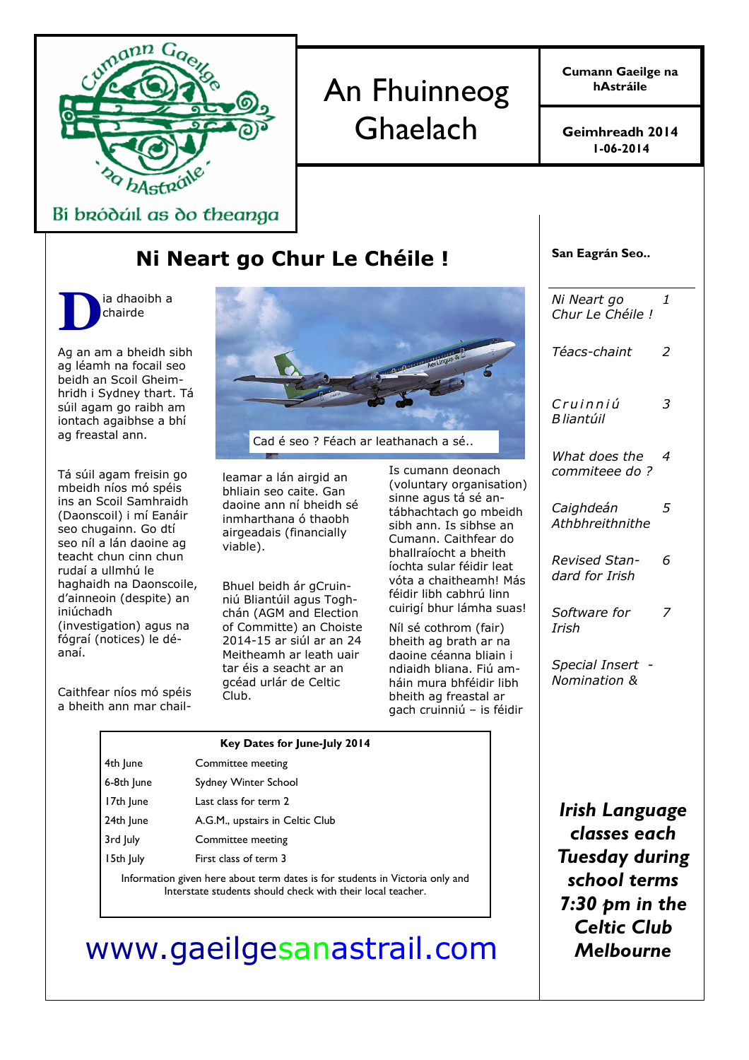Cumann Gaeilge na hAstráile

Bí bródúil as do theanga

# An Fhuinneog Ghaelach

**Cumann Gaeilge na hAstráile**

**Geimhreadh 2014**
**1-06-2014**

## Ni Neart go Chur Le Chéile !

Dia dhaoibh a chairde

Ag an am a bheidh sibh ag léamh na focail seo beidh an Scoil Gheimhridh i Sydney thart. Tá súil agam go raibh am iontach agaibhse a bhí ag freastal ann.

Tá súil agam freisin go mbeidh níos mó spéis ins an Scoil Samhraidh (Daonscoil) i mí Eanáir seo chugainn. Go dtí seo níl a lán daoine ag teacht chun cinn chun rudaí a ullmhú le haghaidh na Daonscoile, d'ainneoin (despite) an iniúchadh (investigation) agus na fógraí (notices) le déanaí.

Caithfear níos mó spéis a bheith ann mar chail-

Cad é seo ? Féach ar leathanach a sé..

leamar a lán airgid an bhliain seo caite. Gan daoine ann ní bheidh sé inmharthana ó thaobh airgeadais (financially viable).

Bhuel beidh ár gCruinniú Bliantúil agus Toghchán (AGM and Election of Committe) an Choiste 2014-15 ar siúl ar an 24 Meitheamh ar leath uair tar éis a seacht ar an gcéad urlár de Celtic Club.

Is cumann deonach (voluntary organisation) sinne agus tá sé antábhachtach go mbeidh sibh ann. Is sibhse an Cumann. Caithfear do bhallraíocht a bheith íochta sular féidir leat vóta a chaitheamh! Más féidir libh cabhrú linn cuirigí bhur lámha suas!

Níl sé cothrom (fair) bheith ag brath ar na daoine céanna bliain i ndiaidh bliana. Fiú amháin mura bhféidir libh bheith ag freastal ar gach cruinniú – is féidir

**Key Dates for June-July 2014**

| Date | Event |
|---|---|
| 4th June | Committee meeting |
| 6-8th June | Sydney Winter School |
| 17th June | Last class for term 2 |
| 24th June | A.G.M., upstairs in Celtic Club |
| 3rd July | Committee meeting |
| 15th July | First class of term 3 |

Information given here about term dates is for students in Victoria only and Interstate students should check with their local teacher.

www.gaeilgesanastrail.com

**San Eagrán Seo..**

| | |
|---|---|
| *Ni Neart go Chur Le Chéile !* | *1* |
| *Téacs-chaint* | *2* |
| *Cruinniú Bliantúil* | *3* |
| *What does the commiteee do ?* | *4* |
| *Caighdeán Athbhreithnithe* | *5* |
| *Revised Standard for Irish* | *6* |
| *Software for Irish* | *7* |
| *Special Insert - Nomination &* | |

***Irish Language classes each Tuesday during school terms 7:30 pm in the Celtic Club Melbourne***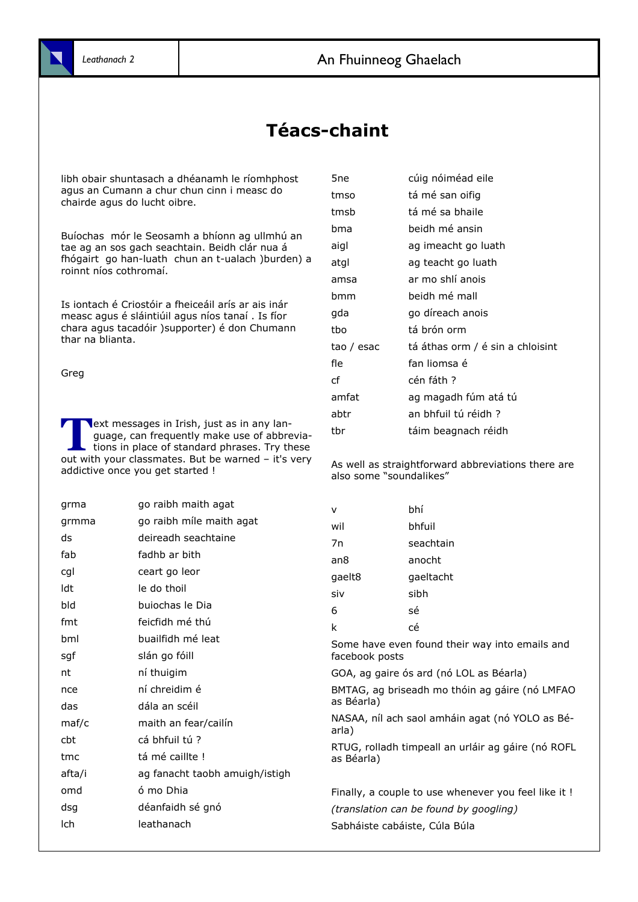# Téacs-chaint

libh obair shuntasach a dhéanamh le ríomhphost agus an Cumann a chur chun cinn i measc do chairde agus do lucht oibre.

Buíochas mór le Seosamh a bhíonn ag ullmhú an tae ag an sos gach seachtain. Beidh clár nua á fhógairt go han-luath chun an t-ualach )burden) a roinnt níos cothromaí.

Is iontach é Criostóir a fheiceáil arís ar ais inár measc agus é sláintiúil agus níos tanaí . Is fíor chara agus tacadóir )supporter) é don Chumann thar na blianta.

Greg

Text messages in Irish, just as in any language, can frequently make use of abbreviations in place of standard phrases. Try these out with your classmates. But be warned – it's very addictive once you get started !

| | |
|---|---|
| grma | go raibh maith agat |
| grmma | go raibh míle maith agat |
| ds | deireadh seachtaine |
| fab | fadhb ar bith |
| cgl | ceart go leor |
| ldt | le do thoil |
| bld | buiochas le Dia |
| fmt | feicfidh mé thú |
| bml | buailfidh mé leat |
| sgf | slán go fóill |
| nt | ní thuigim |
| nce | ní chreidim é |
| das | dála an scéil |
| maf/c | maith an fear/cailín |
| cbt | cá bhfuil tú ? |
| tmc | tá mé caillte ! |
| afta/i | ag fanacht taobh amuigh/istigh |
| omd | ó mo Dhia |
| dsg | déanfaidh sé gnó |
| lch | leathanach |
| 5ne | cúig nóiméad eile |
| tmso | tá mé san oifig |
| tmsb | tá mé sa bhaile |
| bma | beidh mé ansin |
| aigl | ag imeacht go luath |
| atgl | ag teacht go luath |
| amsa | ar mo shlí anois |
| bmm | beidh mé mall |
| gda | go díreach anois |
| tbo | tá brón orm |
| tao / esac | tá áthas orm / é sin a chloisint |
| fle | fan liomsa é |
| cf | cén fáth ? |
| amfat | ag magadh fúm atá tú |
| abtr | an bhfuil tú réidh ? |
| tbr | táim beagnach réidh |

As well as straightforward abbreviations there are also some "soundalikes"

| | |
|---|---|
| v | bhí |
| wil | bhfuil |
| 7n | seachtain |
| an8 | anocht |
| gaelt8 | gaeltacht |
| siv | sibh |
| 6 | sé |
| k | cé |

Some have even found their way into emails and facebook posts

GOA, ag gaire ós ard (nó LOL as Béarla)

BMTAG, ag briseadh mo thóin ag gáire (nó LMFAO as Béarla)

NASAA, níl ach saol amháin agat (nó YOLO as Béarla)

RTUG, rolladh timpeall an urláir ag gáire (nó ROFL as Béarla)

Finally, a couple to use whenever you feel like it !

*(translation can be found by googling)*

Sabháiste cabáiste, Cúla Búla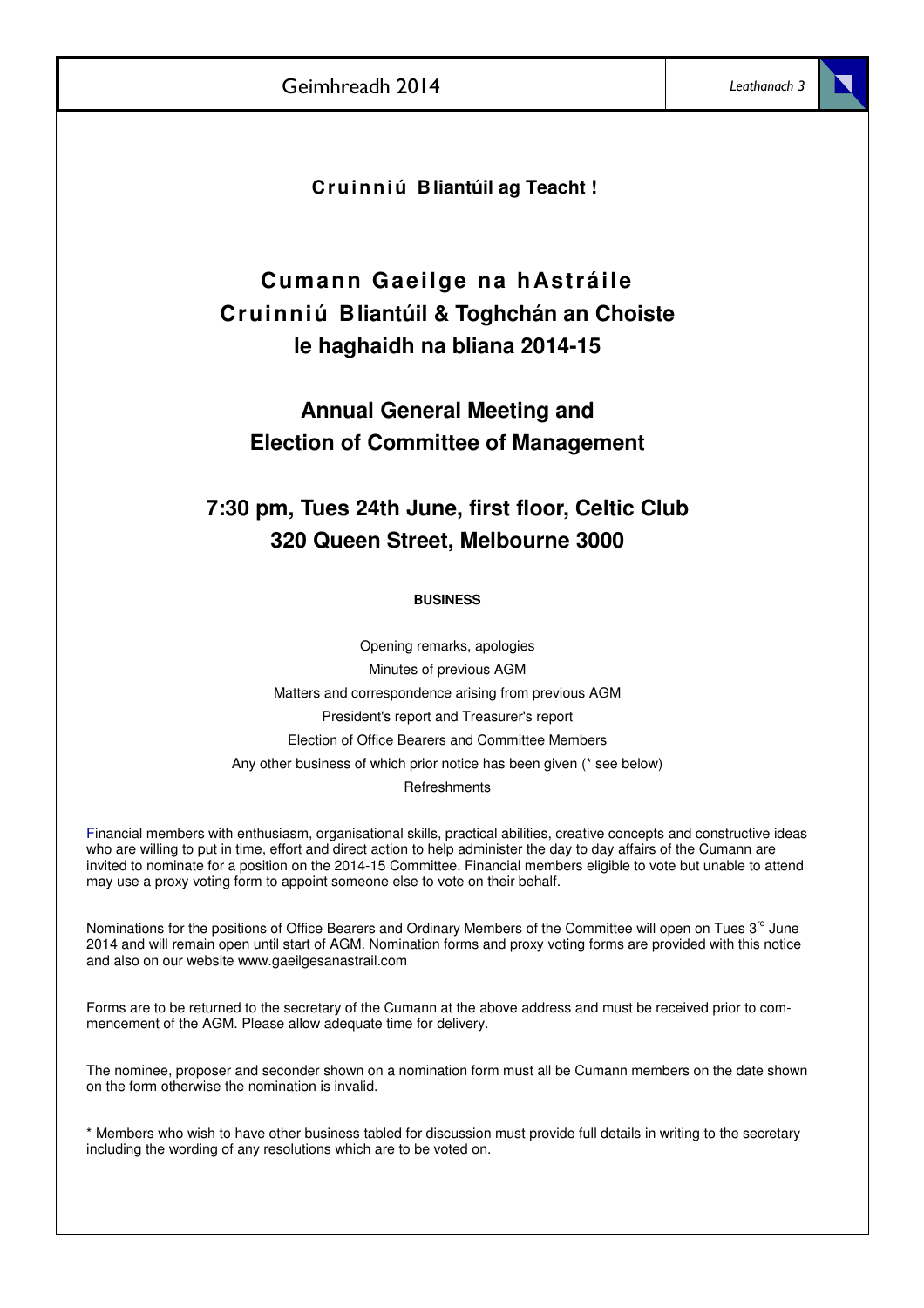**Cruinniú Bliantúil ag Teacht !**

# Cumann Gaeilge na hAstráile
# Cruinniú Bliantúil & Toghchán an Choiste
# le haghaidh na bliana 2014-15

## Annual General Meeting and
## Election of Committee of Management

## 7:30 pm, Tues 24th June, first floor, Celtic Club
## 320 Queen Street, Melbourne 3000

**BUSINESS**

Opening remarks, apologies

Minutes of previous AGM

Matters and correspondence arising from previous AGM

President's report and Treasurer's report

Election of Office Bearers and Committee Members

Any other business of which prior notice has been given (* see below)

Refreshments

Financial members with enthusiasm, organisational skills, practical abilities, creative concepts and constructive ideas who are willing to put in time, effort and direct action to help administer the day to day affairs of the Cumann are invited to nominate for a position on the 2014-15 Committee. Financial members eligible to vote but unable to attend may use a proxy voting form to appoint someone else to vote on their behalf.

Nominations for the positions of Office Bearers and Ordinary Members of the Committee will open on Tues 3rd June 2014 and will remain open until start of AGM. Nomination forms and proxy voting forms are provided with this notice and also on our website www.gaeilgesanastrail.com

Forms are to be returned to the secretary of the Cumann at the above address and must be received prior to commencement of the AGM. Please allow adequate time for delivery.

The nominee, proposer and seconder shown on a nomination form must all be Cumann members on the date shown on the form otherwise the nomination is invalid.

* Members who wish to have other business tabled for discussion must provide full details in writing to the secretary including the wording of any resolutions which are to be voted on.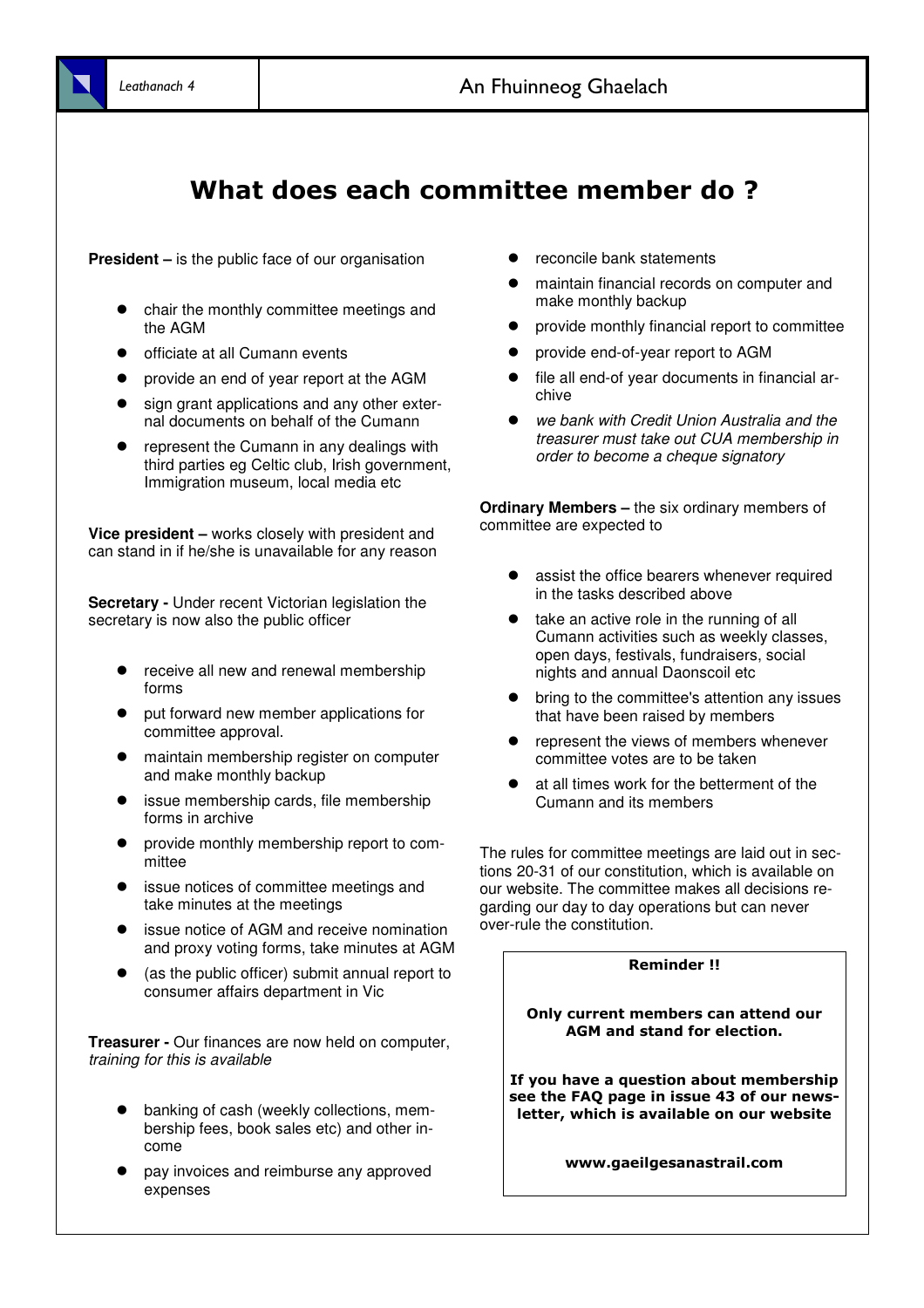# What does each committee member do ?

**President –** is the public face of our organisation

- chair the monthly committee meetings and the AGM
- officiate at all Cumann events
- provide an end of year report at the AGM
- sign grant applications and any other external documents on behalf of the Cumann
- represent the Cumann in any dealings with third parties eg Celtic club, Irish government, Immigration museum, local media etc

**Vice president –** works closely with president and can stand in if he/she is unavailable for any reason

**Secretary -** Under recent Victorian legislation the secretary is now also the public officer

- receive all new and renewal membership forms
- put forward new member applications for committee approval.
- maintain membership register on computer and make monthly backup
- issue membership cards, file membership forms in archive
- provide monthly membership report to committee
- issue notices of committee meetings and take minutes at the meetings
- issue notice of AGM and receive nomination and proxy voting forms, take minutes at AGM
- (as the public officer) submit annual report to consumer affairs department in Vic

**Treasurer -** Our finances are now held on computer, *training for this is available*

- banking of cash (weekly collections, membership fees, book sales etc) and other income
- pay invoices and reimburse any approved expenses
- reconcile bank statements
- maintain financial records on computer and make monthly backup
- provide monthly financial report to committee
- provide end-of-year report to AGM
- file all end-of year documents in financial archive
- *we bank with Credit Union Australia and the treasurer must take out CUA membership in order to become a cheque signatory*

**Ordinary Members –** the six ordinary members of committee are expected to

- assist the office bearers whenever required in the tasks described above
- take an active role in the running of all Cumann activities such as weekly classes, open days, festivals, fundraisers, social nights and annual Daonscoil etc
- bring to the committee's attention any issues that have been raised by members
- represent the views of members whenever committee votes are to be taken
- at all times work for the betterment of the Cumann and its members

The rules for committee meetings are laid out in sections 20-31 of our constitution, which is available on our website. The committee makes all decisions regarding our day to day operations but can never over-rule the constitution.

**Reminder !!**

**Only current members can attend our AGM and stand for election.**

**If you have a question about membership see the FAQ page in issue 43 of our newsletter, which is available on our website**

**www.gaeilgesanastrail.com**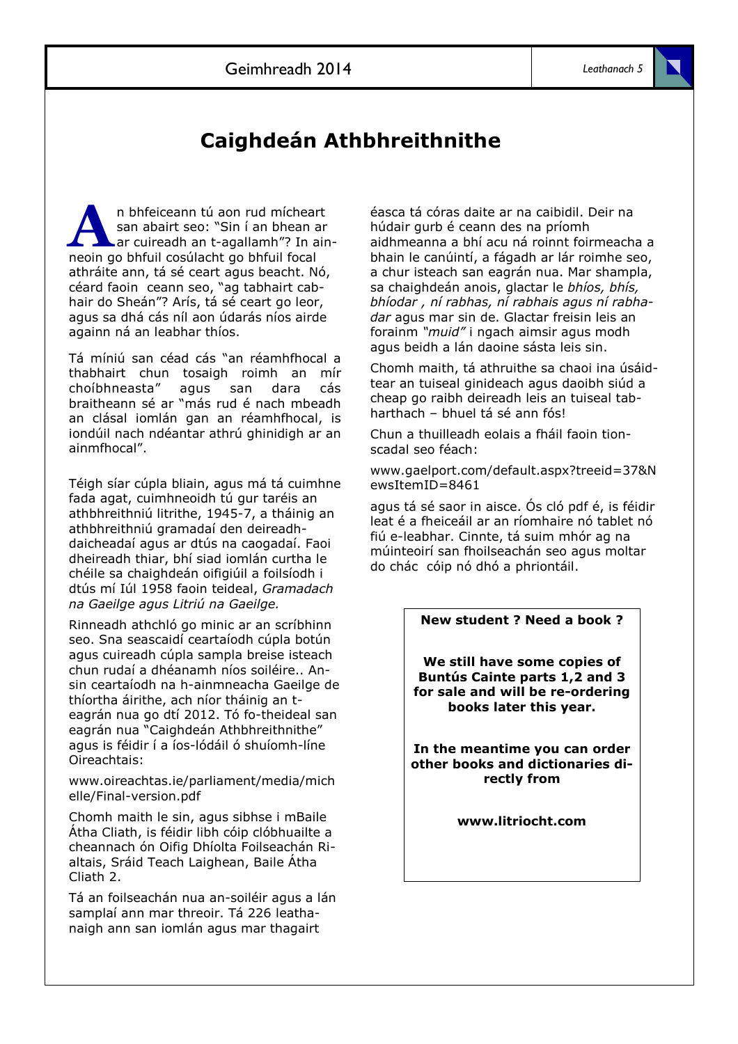# Caighdeán Athbhreithnithe

An bhfeiceann tú aon rud mícheart san abairt seo: "Sin í an bhean ar ar cuireadh an t-agallamh"? In aineoin go bhfuil cosúlacht go bhfuil focal athráite ann, tá sé ceart agus beacht. Nó, céard faoin ceann seo, "ag tabhairt cabhair do Sheán"? Arís, tá sé ceart go leor, agus sa dhá cás níl aon údarás níos airde againn ná an leabhar thíos.

Tá míniú san céad cás "an réamhfhocal a thabhairt chun tosaigh roimh an mír choíbhneasta" agus san dara cás braitheann sé ar "más rud é nach mbeadh an clásal iomlán gan an réamhfhocal, is iondúil nach ndéantar athrú ghinidigh ar an ainmfhocal".

Téigh síar cúpla bliain, agus má tá cuimhne fada agat, cuimhneoidh tú gur taréis an athbhreithniú litrithe, 1945-7, a tháinig an athbhreithniú gramadaí den deireadhdaicheadaí agus ar dtús na caogadaí. Faoi dheireadh thiar, bhí siad iomlán curtha le chéile sa chaighdeán oifigiúil a foilsíodh i dtús mí Iúl 1958 faoin teideal, *Gramadach na Gaeilge agus Litriú na Gaeilge.*

Rinneadh athchló go minic ar an scríbhinn seo. Sna seascaidí ceartaíodh cúpla botún agus cuireadh cúpla sampla breise isteach chun rudaí a dhéanamh níos soiléire.. Ansin ceartaíodh na h-ainmneacha Gaeilge de thíortha áirithe, ach níor tháinig an t-eagrán nua go dtí 2012. Tó fo-theideal san eagrán nua "Caighdeán Athbhreithnithe" agus is féidir í a íos-lódáil ó shuíomh-líne Oireachtais:

www.oireachtas.ie/parliament/media/michelle/Final-version.pdf

Chomh maith le sin, agus sibhse i mBaile Átha Cliath, is féidir libh cóip clóbhuailte a cheannach ón Oifig Dhíolta Foilseachán Rialtais, Sráid Teach Laighean, Baile Átha Cliath 2.

Tá an foilseachán nua an-soiléir agus a lán samplaí ann mar threoir. Tá 226 leathanaigh ann san iomlán agus mar thagairt éasca tá córas daite ar na caibidil. Deir na húdair gurb é ceann des na príomh aidhmeanna a bhí acu ná roinnt foirmeacha a bhain le canúintí, a fágadh ar lár roimhe seo, a chur isteach san eagrán nua. Mar shampla, sa chaighdeán anois, glactar le *bhíos, bhís, bhíodar , ní rabhas, ní rabhais agus ní rabhadar* agus mar sin de. Glactar freisin leis an forainm *"muid"* i ngach aimsir agus modh agus beidh a lán daoine sásta leis sin.

Chomh maith, tá athruithe sa chaoi ina úsáidtear an tuiseal ginideach agus daoibh siúd a cheap go raibh deireadh leis an tuiseal tabharthach – bhuel tá sé ann fós!

Chun a thuilleadh eolais a fháil faoin tionscadal seo féach:

www.gaelport.com/default.aspx?treeid=37&NewsItemID=8461

agus tá sé saor in aisce. Ós cló pdf é, is féidir leat é a fheiceáil ar an ríomhaire nó tablet nó fiú e-leabhar. Cinnte, tá suim mhór ag na múinteoirí san fhoilseachán seo agus moltar do chác cóip nó dhó a phriontáil.

---

**New student ? Need a book ?**

**We still have some copies of Buntús Cainte parts 1,2 and 3 for sale and will be re-ordering books later this year.**

**In the meantime you can order other books and dictionaries directly from**

**www.litriocht.com**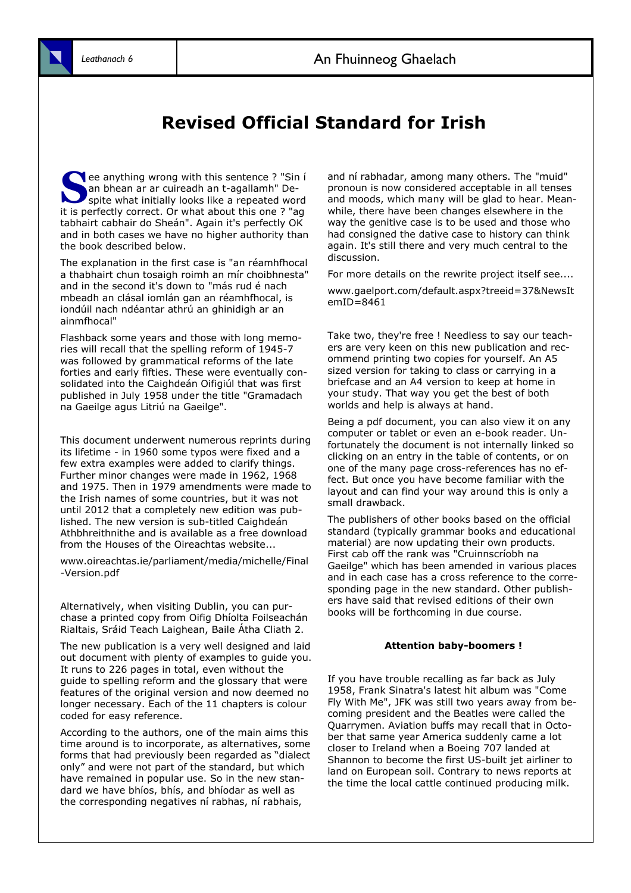# Revised Official Standard for Irish

See anything wrong with this sentence ? "Sin í an bhean ar ar cuireadh an t-agallamh" Despite what initially looks like a repeated word it is perfectly correct. Or what about this one ? "ag tabhairt cabhair do Sheán". Again it's perfectly OK and in both cases we have no higher authority than the book described below.

The explanation in the first case is "an réamhfhocal a thabhairt chun tosaigh roimh an mír choibhnesta" and in the second it's down to "más rud é nach mbeadh an clásal iomlán gan an réamhfhocal, is iondúil nach ndéantar athrú an ghinidigh ar an ainmfhocal"

Flashback some years and those with long memories will recall that the spelling reform of 1945-7 was followed by grammatical reforms of the late forties and early fifties. These were eventually consolidated into the Caighdeán Oifigiúl that was first published in July 1958 under the title "Gramadach na Gaeilge agus Litriú na Gaeilge".

This document underwent numerous reprints during its lifetime - in 1960 some typos were fixed and a few extra examples were added to clarify things. Further minor changes were made in 1962, 1968 and 1975. Then in 1979 amendments were made to the Irish names of some countries, but it was not until 2012 that a completely new edition was published. The new version is sub-titled Caighdeán Athbhreithnithe and is available as a free download from the Houses of the Oireachtas website...

www.oireachtas.ie/parliament/media/michelle/Final-Version.pdf

Alternatively, when visiting Dublin, you can purchase a printed copy from Oifig Dhíolta Foilseachán Rialtais, Sráid Teach Laighean, Baile Átha Cliath 2.

The new publication is a very well designed and laid out document with plenty of examples to guide you. It runs to 226 pages in total, even without the guide to spelling reform and the glossary that were features of the original version and now deemed no longer necessary. Each of the 11 chapters is colour coded for easy reference.

According to the authors, one of the main aims this time around is to incorporate, as alternatives, some forms that had previously been regarded as "dialect only" and were not part of the standard, but which have remained in popular use. So in the new standard we have bhíos, bhís, and bhíodar as well as the corresponding negatives ní rabhas, ní rabhais, and ní rabhadar, among many others. The "muid" pronoun is now considered acceptable in all tenses and moods, which many will be glad to hear. Meanwhile, there have been changes elsewhere in the way the genitive case is to be used and those who had consigned the dative case to history can think again. It's still there and very much central to the discussion.

For more details on the rewrite project itself see....

www.gaelport.com/default.aspx?treeid=37&NewsItemID=8461

Take two, they're free ! Needless to say our teachers are very keen on this new publication and recommend printing two copies for yourself. An A5 sized version for taking to class or carrying in a briefcase and an A4 version to keep at home in your study. That way you get the best of both worlds and help is always at hand.

Being a pdf document, you can also view it on any computer or tablet or even an e-book reader. Unfortunately the document is not internally linked so clicking on an entry in the table of contents, or on one of the many page cross-references has no effect. But once you have become familiar with the layout and can find your way around this is only a small drawback.

The publishers of other books based on the official standard (typically grammar books and educational material) are now updating their own products. First cab off the rank was "Cruinnscríobh na Gaeilge" which has been amended in various places and in each case has a cross reference to the corresponding page in the new standard. Other publishers have said that revised editions of their own books will be forthcoming in due course.

**Attention baby-boomers !**

If you have trouble recalling as far back as July 1958, Frank Sinatra's latest hit album was "Come Fly With Me", JFK was still two years away from becoming president and the Beatles were called the Quarrymen. Aviation buffs may recall that in October that same year America suddenly came a lot closer to Ireland when a Boeing 707 landed at Shannon to become the first US-built jet airliner to land on European soil. Contrary to news reports at the time the local cattle continued producing milk.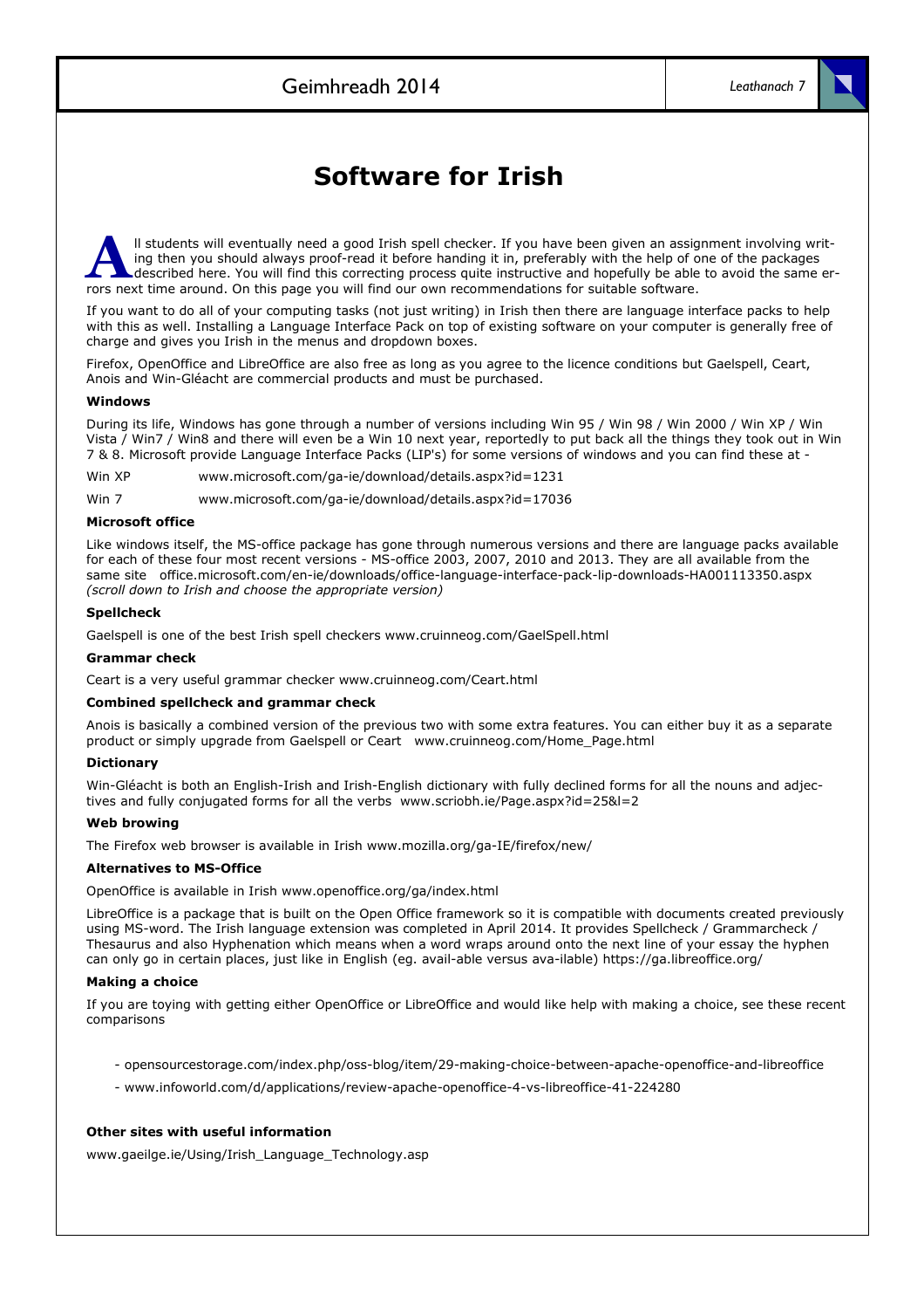# Software for Irish

All students will eventually need a good Irish spell checker. If you have been given an assignment involving writing then you should always proof-read it before handing it in, preferably with the help of one of the packages described here. You will find this correcting process quite instructive and hopefully be able to avoid the same errors next time around. On this page you will find our own recommendations for suitable software.

If you want to do all of your computing tasks (not just writing) in Irish then there are language interface packs to help with this as well. Installing a Language Interface Pack on top of existing software on your computer is generally free of charge and gives you Irish in the menus and dropdown boxes.

Firefox, OpenOffice and LibreOffice are also free as long as you agree to the licence conditions but Gaelspell, Ceart, Anois and Win-Gléacht are commercial products and must be purchased.

**Windows**

During its life, Windows has gone through a number of versions including Win 95 / Win 98 / Win 2000 / Win XP / Win Vista / Win7 / Win8 and there will even be a Win 10 next year, reportedly to put back all the things they took out in Win 7 & 8. Microsoft provide Language Interface Packs (LIP's) for some versions of windows and you can find these at -

Win XP www.microsoft.com/ga-ie/download/details.aspx?id=1231

Win 7 www.microsoft.com/ga-ie/download/details.aspx?id=17036

**Microsoft office**

Like windows itself, the MS-office package has gone through numerous versions and there are language packs available for each of these four most recent versions - MS-office 2003, 2007, 2010 and 2013. They are all available from the same site office.microsoft.com/en-ie/downloads/office-language-interface-pack-lip-downloads-HA001113350.aspx *(scroll down to Irish and choose the appropriate version)*

**Spellcheck**

Gaelspell is one of the best Irish spell checkers www.cruinneog.com/GaelSpell.html

**Grammar check**

Ceart is a very useful grammar checker www.cruinneog.com/Ceart.html

**Combined spellcheck and grammar check**

Anois is basically a combined version of the previous two with some extra features. You can either buy it as a separate product or simply upgrade from Gaelspell or Ceart www.cruinneog.com/Home_Page.html

**Dictionary**

Win-Gléacht is both an English-Irish and Irish-English dictionary with fully declined forms for all the nouns and adjectives and fully conjugated forms for all the verbs www.scriobh.ie/Page.aspx?id=25&l=2

**Web browing**

The Firefox web browser is available in Irish www.mozilla.org/ga-IE/firefox/new/

**Alternatives to MS-Office**

OpenOffice is available in Irish www.openoffice.org/ga/index.html

LibreOffice is a package that is built on the Open Office framework so it is compatible with documents created previously using MS-word. The Irish language extension was completed in April 2014. It provides Spellcheck / Grammarcheck / Thesaurus and also Hyphenation which means when a word wraps around onto the next line of your essay the hyphen can only go in certain places, just like in English (eg. avail-able versus ava-ilable) https://ga.libreoffice.org/

**Making a choice**

If you are toying with getting either OpenOffice or LibreOffice and would like help with making a choice, see these recent comparisons

- opensourcestorage.com/index.php/oss-blog/item/29-making-choice-between-apache-openoffice-and-libreoffice
- www.infoworld.com/d/applications/review-apache-openoffice-4-vs-libreoffice-41-224280

**Other sites with useful information**

www.gaeilge.ie/Using/Irish_Language_Technology.asp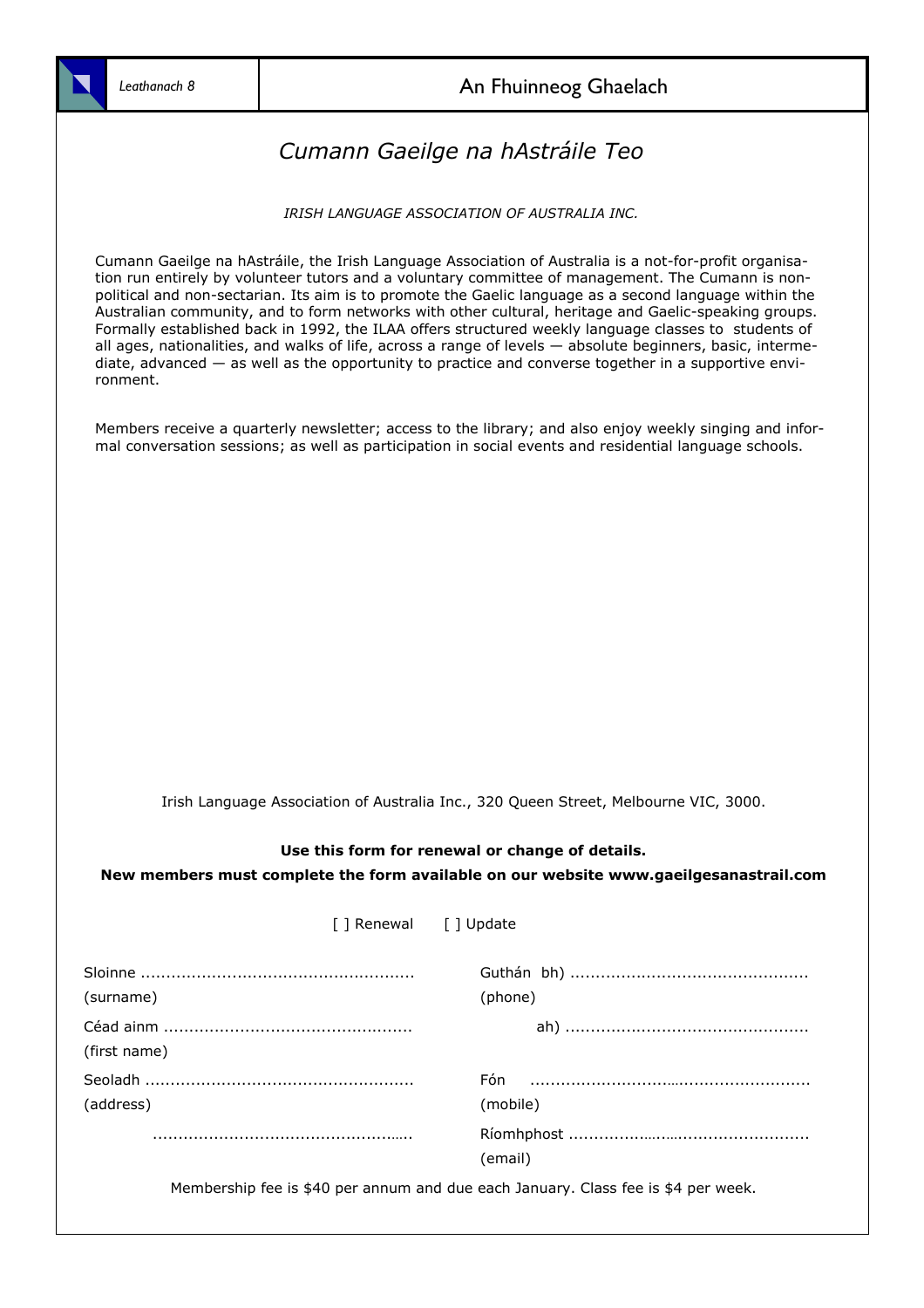# Cumann Gaeilge na hAstráile Teo

*IRISH LANGUAGE ASSOCIATION OF AUSTRALIA INC.*

Cumann Gaeilge na hAstráile, the Irish Language Association of Australia is a not-for-profit organisation run entirely by volunteer tutors and a voluntary committee of management. The Cumann is non-political and non-sectarian. Its aim is to promote the Gaelic language as a second language within the Australian community, and to form networks with other cultural, heritage and Gaelic-speaking groups. Formally established back in 1992, the ILAA offers structured weekly language classes to students of all ages, nationalities, and walks of life, across a range of levels — absolute beginners, basic, intermediate, advanced — as well as the opportunity to practice and converse together in a supportive environment.

Members receive a quarterly newsletter; access to the library; and also enjoy weekly singing and informal conversation sessions; as well as participation in social events and residential language schools.

Irish Language Association of Australia Inc., 320 Queen Street, Melbourne VIC, 3000.

**Use this form for renewal or change of details.**

**New members must complete the form available on our website www.gaeilgesanastrail.com**

[ ] Renewal [ ] Update

Sloinne ......................................................
(surname)

Céad ainm .................................................
(first name)

Seoladh .....................................................
(address)

..................................................

Guthán bh) ..............................................
(phone)

ah) ...............................................

Fón ..................................................
(mobile)

Ríomhphost ..............................................
(email)

Membership fee is $40 per annum and due each January. Class fee is $4 per week.